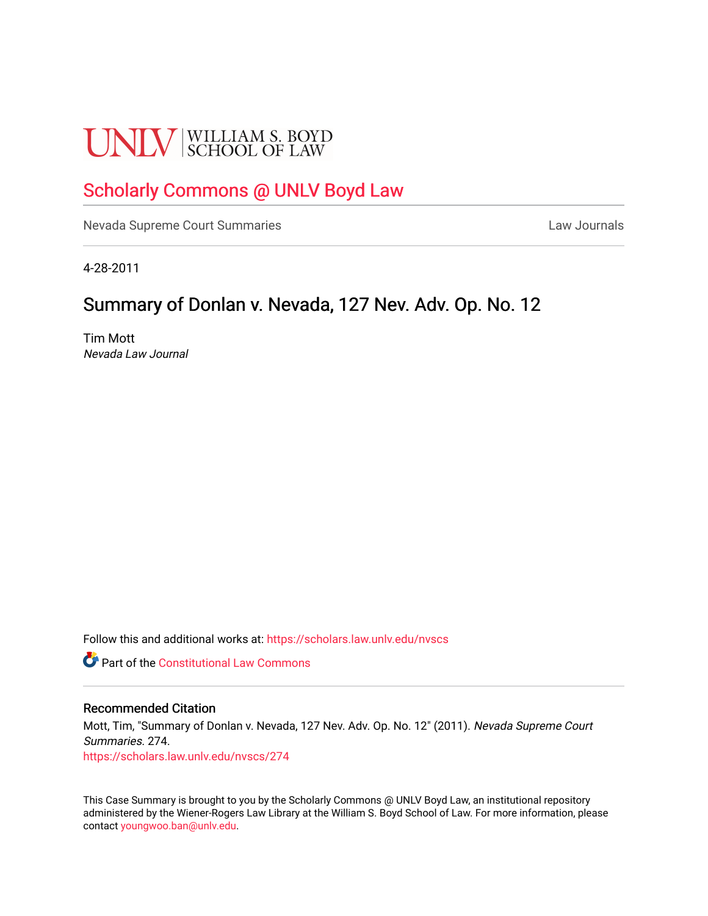UNLV | WILLIAM S. BOYD SCHOOL OF LAW

# Scholarly Commons @ UNLV Boyd Law

Nevada Supreme Court Summaries | Law Journals

4-28-2011

## Summary of Donlan v. Nevada, 127 Nev. Adv. Op. No. 12

Tim Mott
*Nevada Law Journal*

Follow this and additional works at: https://scholars.law.unlv.edu/nvscs

Part of the Constitutional Law Commons

### Recommended Citation

Mott, Tim, "Summary of Donlan v. Nevada, 127 Nev. Adv. Op. No. 12" (2011). *Nevada Supreme Court Summaries*. 274.
https://scholars.law.unlv.edu/nvscs/274

This Case Summary is brought to you by the Scholarly Commons @ UNLV Boyd Law, an institutional repository administered by the Wiener-Rogers Law Library at the William S. Boyd School of Law. For more information, please contact youngwoo.ban@unlv.edu.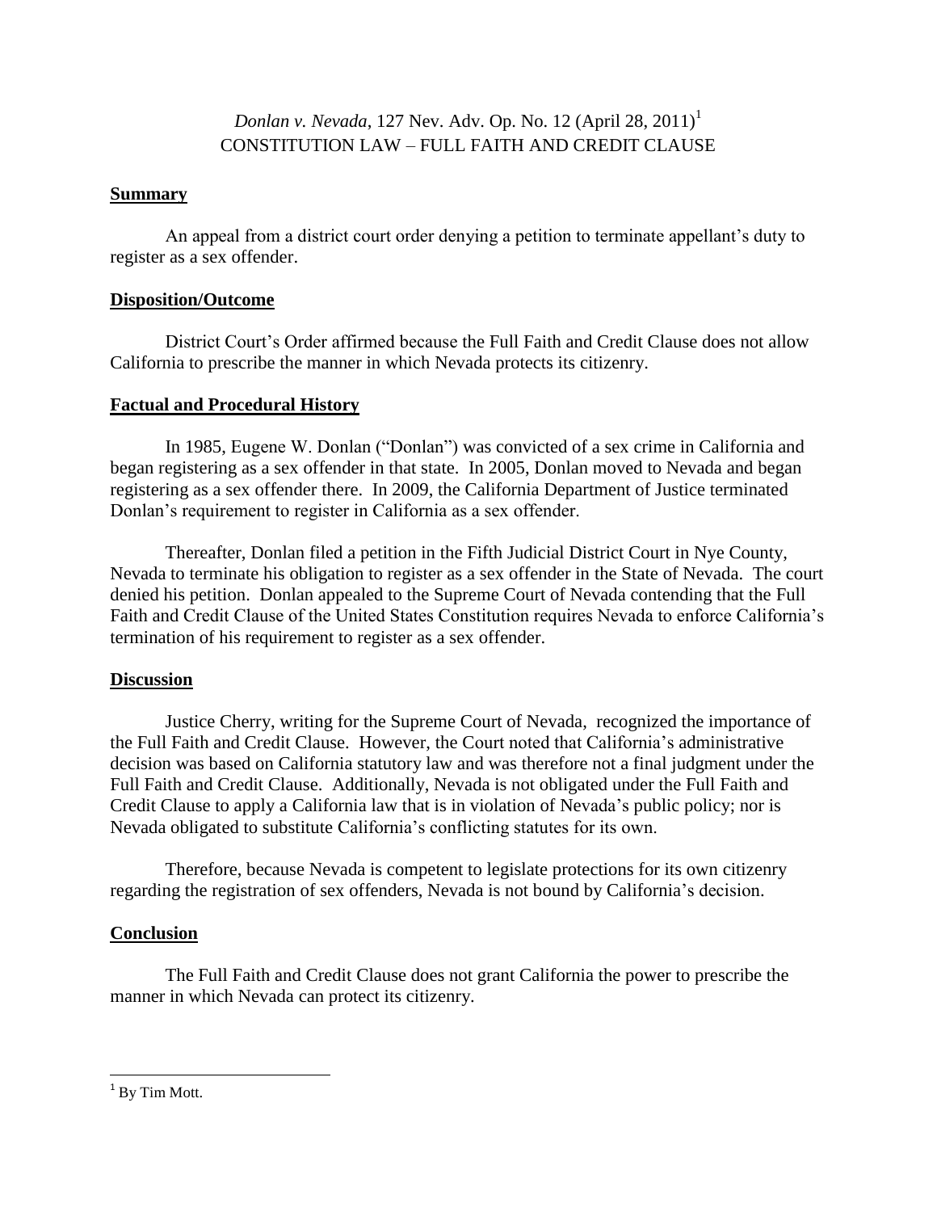*Donlan v. Nevada*, 127 Nev. Adv. Op. No. 12 (April 28, 2011)[1]

CONSTITUTION LAW – FULL FAITH AND CREDIT CLAUSE

## Summary

An appeal from a district court order denying a petition to terminate appellant's duty to register as a sex offender.

## Disposition/Outcome

District Court's Order affirmed because the Full Faith and Credit Clause does not allow California to prescribe the manner in which Nevada protects its citizenry.

## Factual and Procedural History

In 1985, Eugene W. Donlan ("Donlan") was convicted of a sex crime in California and began registering as a sex offender in that state. In 2005, Donlan moved to Nevada and began registering as a sex offender there. In 2009, the California Department of Justice terminated Donlan's requirement to register in California as a sex offender.

Thereafter, Donlan filed a petition in the Fifth Judicial District Court in Nye County, Nevada to terminate his obligation to register as a sex offender in the State of Nevada. The court denied his petition. Donlan appealed to the Supreme Court of Nevada contending that the Full Faith and Credit Clause of the United States Constitution requires Nevada to enforce California's termination of his requirement to register as a sex offender.

## Discussion

Justice Cherry, writing for the Supreme Court of Nevada, recognized the importance of the Full Faith and Credit Clause. However, the Court noted that California's administrative decision was based on California statutory law and was therefore not a final judgment under the Full Faith and Credit Clause. Additionally, Nevada is not obligated under the Full Faith and Credit Clause to apply a California law that is in violation of Nevada's public policy; nor is Nevada obligated to substitute California's conflicting statutes for its own.

Therefore, because Nevada is competent to legislate protections for its own citizenry regarding the registration of sex offenders, Nevada is not bound by California's decision.

## Conclusion

The Full Faith and Credit Clause does not grant California the power to prescribe the manner in which Nevada can protect its citizenry.

---

[1] By Tim Mott.